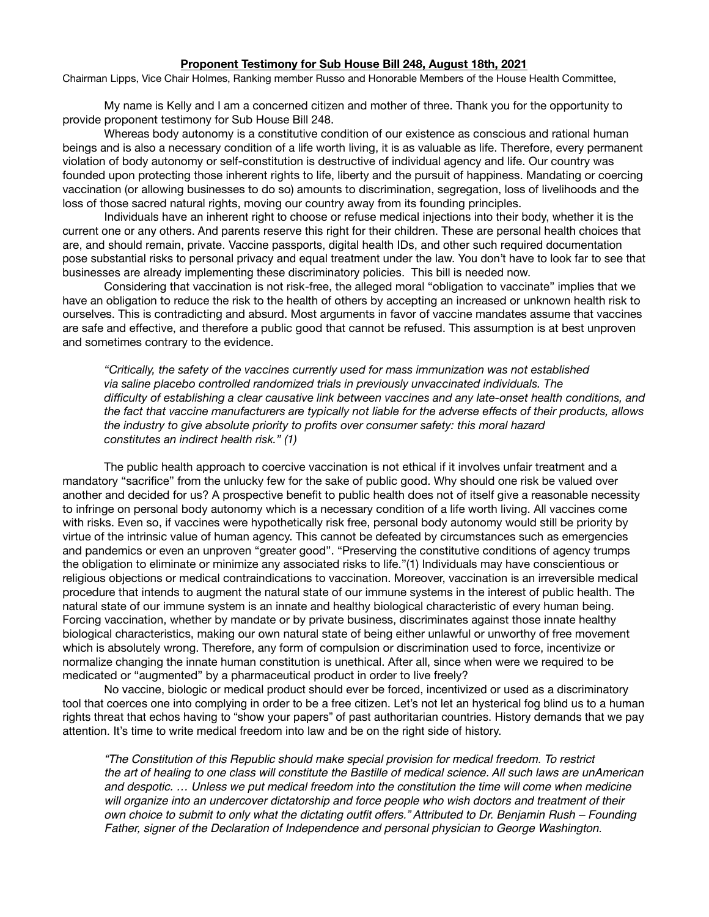**Proponent Testimony for Sub House Bill 248, August 18th, 2021**

Chairman Lipps, Vice Chair Holmes, Ranking member Russo and Honorable Members of the House Health Committee,

My name is Kelly and I am a concerned citizen and mother of three. Thank you for the opportunity to provide proponent testimony for Sub House Bill 248.

Whereas body autonomy is a constitutive condition of our existence as conscious and rational human beings and is also a necessary condition of a life worth living, it is as valuable as life. Therefore, every permanent violation of body autonomy or self-constitution is destructive of individual agency and life. Our country was founded upon protecting those inherent rights to life, liberty and the pursuit of happiness. Mandating or coercing vaccination (or allowing businesses to do so) amounts to discrimination, segregation, loss of livelihoods and the loss of those sacred natural rights, moving our country away from its founding principles.

Individuals have an inherent right to choose or refuse medical injections into their body, whether it is the current one or any others. And parents reserve this right for their children. These are personal health choices that are, and should remain, private. Vaccine passports, digital health IDs, and other such required documentation pose substantial risks to personal privacy and equal treatment under the law. You don't have to look far to see that businesses are already implementing these discriminatory policies. This bill is needed now.

Considering that vaccination is not risk-free, the alleged moral "obligation to vaccinate" implies that we have an obligation to reduce the risk to the health of others by accepting an increased or unknown health risk to ourselves. This is contradicting and absurd. Most arguments in favor of vaccine mandates assume that vaccines are safe and effective, and therefore a public good that cannot be refused. This assumption is at best unproven and sometimes contrary to the evidence.

> *"Critically, the safety of the vaccines currently used for mass immunization was not established via saline placebo controlled randomized trials in previously unvaccinated individuals. The difficulty of establishing a clear causative link between vaccines and any late-onset health conditions, and the fact that vaccine manufacturers are typically not liable for the adverse effects of their products, allows the industry to give absolute priority to profits over consumer safety: this moral hazard constitutes an indirect health risk." (1)*

The public health approach to coercive vaccination is not ethical if it involves unfair treatment and a mandatory "sacrifice" from the unlucky few for the sake of public good. Why should one risk be valued over another and decided for us? A prospective benefit to public health does not of itself give a reasonable necessity to infringe on personal body autonomy which is a necessary condition of a life worth living. All vaccines come with risks. Even so, if vaccines were hypothetically risk free, personal body autonomy would still be priority by virtue of the intrinsic value of human agency. This cannot be defeated by circumstances such as emergencies and pandemics or even an unproven "greater good". "Preserving the constitutive conditions of agency trumps the obligation to eliminate or minimize any associated risks to life."(1) Individuals may have conscientious or religious objections or medical contraindications to vaccination. Moreover, vaccination is an irreversible medical procedure that intends to augment the natural state of our immune systems in the interest of public health. The natural state of our immune system is an innate and healthy biological characteristic of every human being. Forcing vaccination, whether by mandate or by private business, discriminates against those innate healthy biological characteristics, making our own natural state of being either unlawful or unworthy of free movement which is absolutely wrong. Therefore, any form of compulsion or discrimination used to force, incentivize or normalize changing the innate human constitution is unethical. After all, since when were we required to be medicated or "augmented" by a pharmaceutical product in order to live freely?

No vaccine, biologic or medical product should ever be forced, incentivized or used as a discriminatory tool that coerces one into complying in order to be a free citizen. Let's not let an hysterical fog blind us to a human rights threat that echos having to "show your papers" of past authoritarian countries. History demands that we pay attention. It's time to write medical freedom into law and be on the right side of history.

> *"The Constitution of this Republic should make special provision for medical freedom. To restrict the art of healing to one class will constitute the Bastille of medical science. All such laws are unAmerican and despotic. … Unless we put medical freedom into the constitution the time will come when medicine will organize into an undercover dictatorship and force people who wish doctors and treatment of their own choice to submit to only what the dictating outfit offers." Attributed to Dr. Benjamin Rush – Founding Father, signer of the Declaration of Independence and personal physician to George Washington.*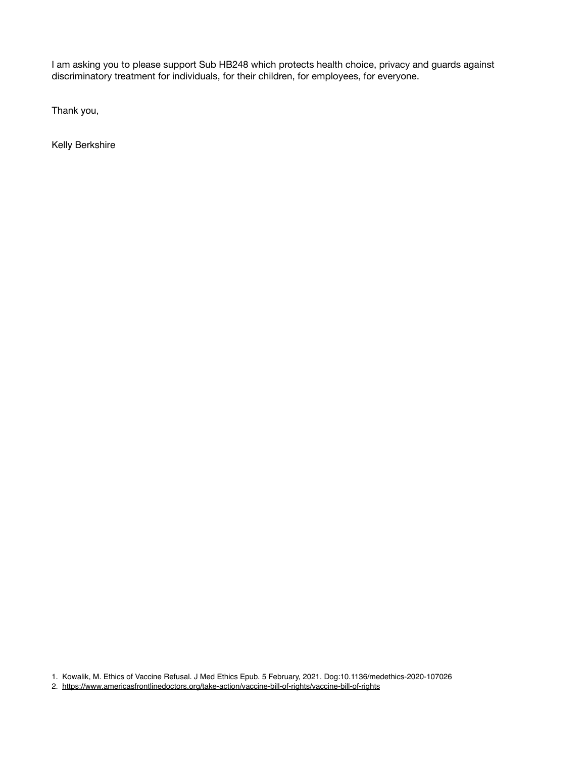I am asking you to please support Sub HB248 which protects health choice, privacy and guards against discriminatory treatment for individuals, for their children, for employees, for everyone.

Thank you,

Kelly Berkshire

1. Kowalik, M. Ethics of Vaccine Refusal. J Med Ethics Epub. 5 February, 2021. Dog:10.1136/medethics-2020-107026
2. https://www.americasfrontlinedoctors.org/take-action/vaccine-bill-of-rights/vaccine-bill-of-rights